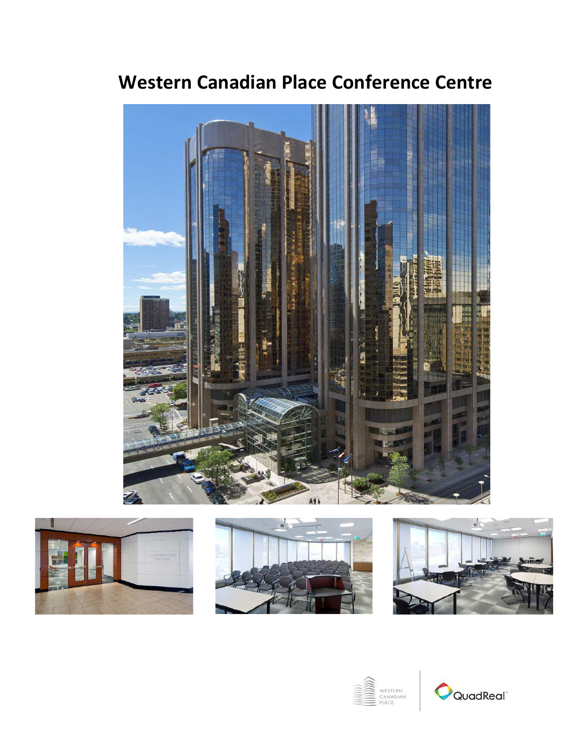# Western Canadian Place Conference Centre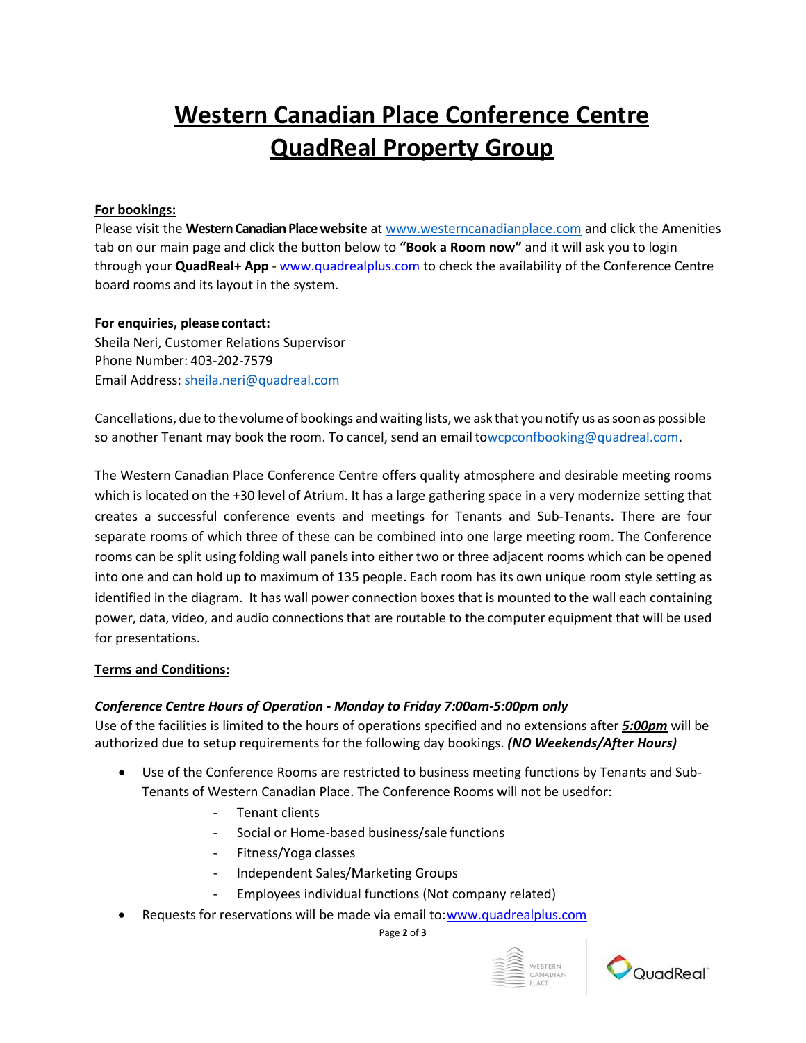# Western Canadian Place Conference Centre QuadReal Property Group

**For bookings:**

Please visit the **Western Canadian Place website** at www.westerncanadianplace.com and click the Amenities tab on our main page and click the button below to **"Book a Room now"** and it will ask you to login through your **QuadReal+ App** - www.quadrealplus.com to check the availability of the Conference Centre board rooms and its layout in the system.

**For enquiries, please contact:**
Sheila Neri, Customer Relations Supervisor
Phone Number: 403-202-7579
Email Address: sheila.neri@quadreal.com

Cancellations, due to the volume of bookings and waiting lists, we ask that you notify us as soon as possible so another Tenant may book the room. To cancel, send an email towcpconfbooking@quadreal.com.

The Western Canadian Place Conference Centre offers quality atmosphere and desirable meeting rooms which is located on the +30 level of Atrium. It has a large gathering space in a very modernize setting that creates a successful conference events and meetings for Tenants and Sub-Tenants. There are four separate rooms of which three of these can be combined into one large meeting room. The Conference rooms can be split using folding wall panels into either two or three adjacent rooms which can be opened into one and can hold up to maximum of 135 people. Each room has its own unique room style setting as identified in the diagram. It has wall power connection boxes that is mounted to the wall each containing power, data, video, and audio connections that are routable to the computer equipment that will be used for presentations.

**Terms and Conditions:**

***Conference Centre Hours of Operation - Monday to Friday 7:00am-5:00pm only***

Use of the facilities is limited to the hours of operations specified and no extensions after ***5:00pm*** will be authorized due to setup requirements for the following day bookings. ***(NO Weekends/After Hours)***

- Use of the Conference Rooms are restricted to business meeting functions by Tenants and Sub-Tenants of Western Canadian Place. The Conference Rooms will not be usedfor:
  - Tenant clients
  - Social or Home-based business/sale functions
  - Fitness/Yoga classes
  - Independent Sales/Marketing Groups
  - Employees individual functions (Not company related)
- Requests for reservations will be made via email to:www.quadrealplus.com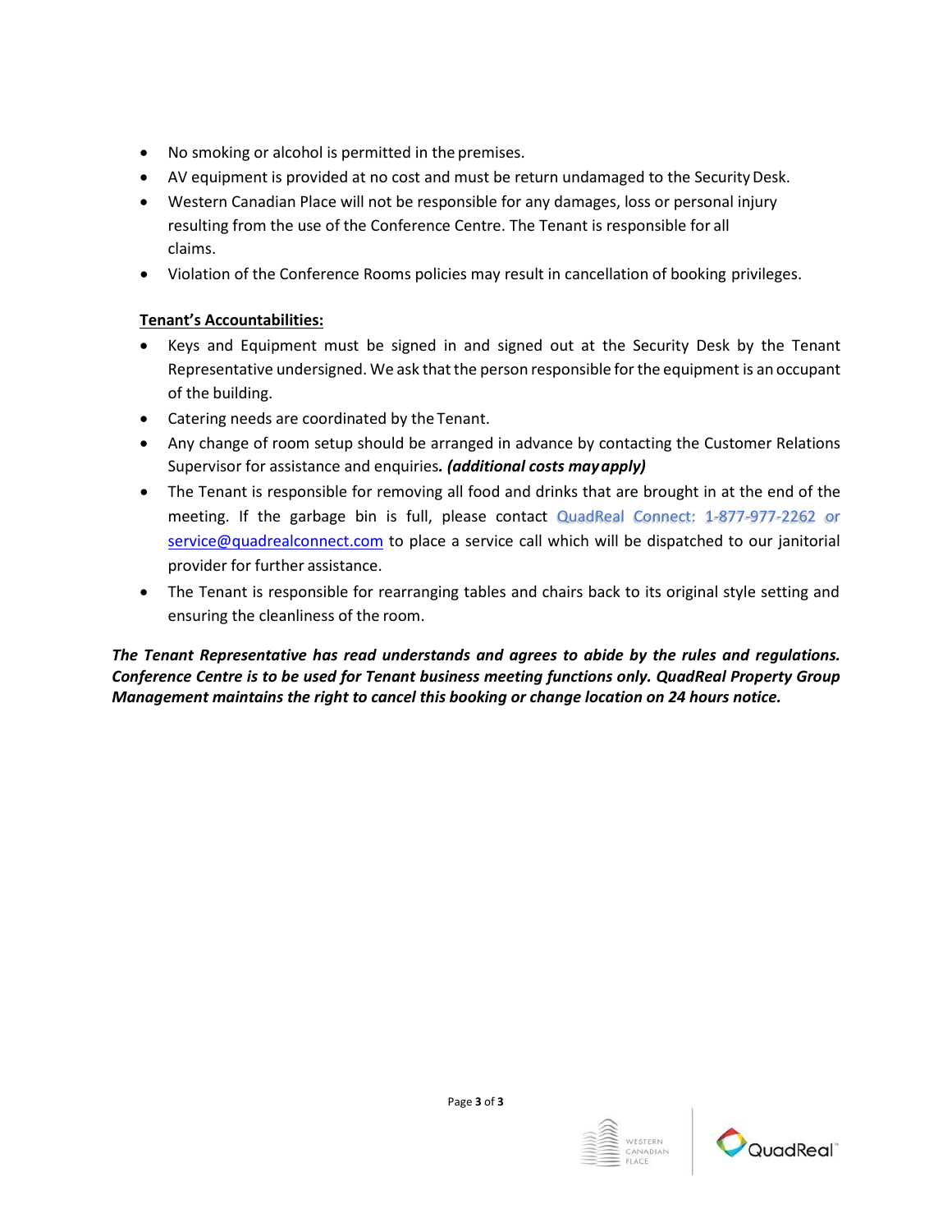- No smoking or alcohol is permitted in the premises.
- AV equipment is provided at no cost and must be return undamaged to the Security Desk.
- Western Canadian Place will not be responsible for any damages, loss or personal injury resulting from the use of the Conference Centre. The Tenant is responsible for all claims.
- Violation of the Conference Rooms policies may result in cancellation of booking privileges.

**Tenant's Accountabilities:**

- Keys and Equipment must be signed in and signed out at the Security Desk by the Tenant Representative undersigned. We ask that the person responsible for the equipment is an occupant of the building.
- Catering needs are coordinated by the Tenant.
- Any change of room setup should be arranged in advance by contacting the Customer Relations Supervisor for assistance and enquiries***. (additional costs may apply)***
- The Tenant is responsible for removing all food and drinks that are brought in at the end of the meeting. If the garbage bin is full, please contact QuadReal Connect: 1-877-977-2262 or service@quadrealconnect.com to place a service call which will be dispatched to our janitorial provider for further assistance.
- The Tenant is responsible for rearranging tables and chairs back to its original style setting and ensuring the cleanliness of the room.

***The Tenant Representative has read understands and agrees to abide by the rules and regulations. Conference Centre is to be used for Tenant business meeting functions only. QuadReal Property Group Management maintains the right to cancel this booking or change location on 24 hours notice.***